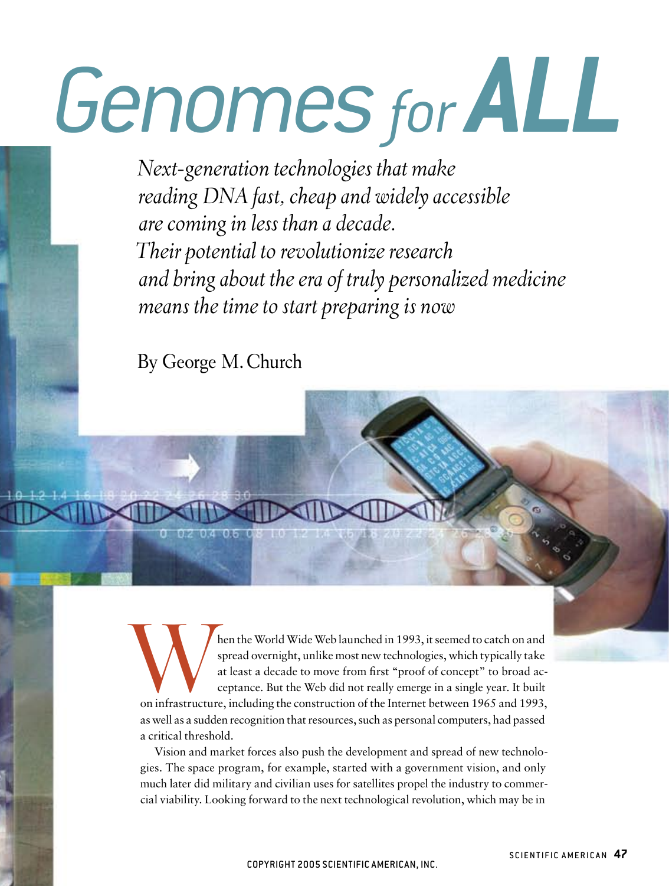# Genomes for ALL

*Next-generation technologies that make reading DNA fast, cheap and widely accessible are coming in less than a decade. Their potential to revolutionize research and bring about the era of truly personalized medicine means the time to start preparing is now*

By George M. Church

When the World Wide Web launched in 1993, it seemed to catch on and spread overnight, unlike most new technologies, which typically take at least a decade to move from first "proof of concept" to broad acceptance. But the Web did not really emerge in a single year. It built on infrastructure, including the construction of the Internet between 1965 and 1993, as well as a sudden recognition that resources, such as personal computers, had passed a critical threshold.

Vision and market forces also push the development and spread of new technologies. The space program, for example, started with a government vision, and only much later did military and civilian uses for satellites propel the industry to commercial viability. Looking forward to the next technological revolution, which may be in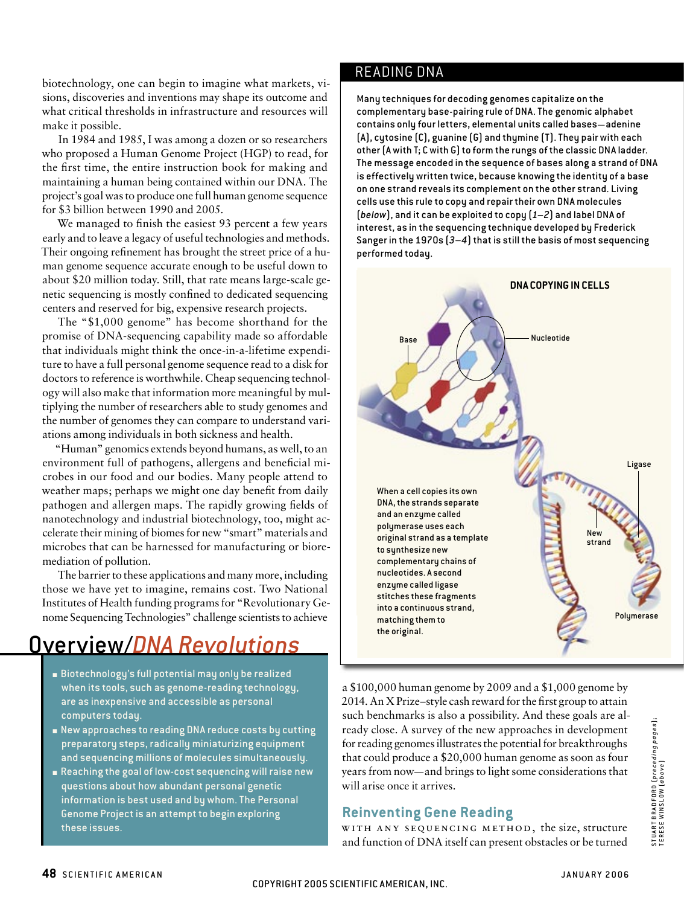biotechnology, one can begin to imagine what markets, visions, discoveries and inventions may shape its outcome and what critical thresholds in infrastructure and resources will make it possible.

In 1984 and 1985, I was among a dozen or so researchers who proposed a Human Genome Project (HGP) to read, for the first time, the entire instruction book for making and maintaining a human being contained within our DNA. The project's goal was to produce one full human genome sequence for $3 billion between 1990 and 2005.

We managed to finish the easiest 93 percent a few years early and to leave a legacy of useful technologies and methods. Their ongoing refinement has brought the street price of a human genome sequence accurate enough to be useful down to about $20 million today. Still, that rate means large-scale genetic sequencing is mostly confined to dedicated sequencing centers and reserved for big, expensive research projects.

The "$1,000 genome" has become shorthand for the promise of DNA-sequencing capability made so affordable that individuals might think the once-in-a-lifetime expenditure to have a full personal genome sequence read to a disk for doctors to reference is worthwhile. Cheap sequencing technology will also make that information more meaningful by multiplying the number of researchers able to study genomes and the number of genomes they can compare to understand variations among individuals in both sickness and health.

"Human" genomics extends beyond humans, as well, to an environment full of pathogens, allergens and beneficial microbes in our food and our bodies. Many people attend to weather maps; perhaps we might one day benefit from daily pathogen and allergen maps. The rapidly growing fields of nanotechnology and industrial biotechnology, too, might accelerate their mining of biomes for new "smart" materials and microbes that can be harnessed for manufacturing or bioremediation of pollution.

The barrier to these applications and many more, including those we have yet to imagine, remains cost. Two National Institutes of Health funding programs for "Revolutionary Genome Sequencing Technologies" challenge scientists to achieve a $100,000 human genome by 2009 and a $1,000 genome by 2014. An X Prize–style cash reward for the first group to attain such benchmarks is also a possibility. And these goals are already close. A survey of the new approaches in development for reading genomes illustrates the potential for breakthroughs that could produce a $20,000 human genome as soon as four years from now—and brings to light some considerations that will arise once it arrives.

## Overview/*DNA Revolutions*

- Biotechnology's full potential may only be realized when its tools, such as genome-reading technology, are as inexpensive and accessible as personal computers today.
- New approaches to reading DNA reduce costs by cutting preparatory steps, radically miniaturizing equipment and sequencing millions of molecules simultaneously.
- Reaching the goal of low-cost sequencing will raise new questions about how abundant personal genetic information is best used and by whom. The Personal Genome Project is an attempt to begin exploring these issues.

## READING DNA

Many techniques for decoding genomes capitalize on the complementary base-pairing rule of DNA. The genomic alphabet contains only four letters, elemental units called bases—adenine (A), cytosine (C), guanine (G) and thymine (T). They pair with each other (A with T; C with G) to form the rungs of the classic DNA ladder. The message encoded in the sequence of bases along a strand of DNA is effectively written twice, because knowing the identity of a base on one strand reveals its complement on the other strand. Living cells use this rule to copy and repair their own DNA molecules (*below*), and it can be exploited to copy (*1–2*) and label DNA of interest, as in the sequencing technique developed by Frederick Sanger in the 1970s (*3–4*) that is still the basis of most sequencing performed today.

**DNA COPYING IN CELLS**

Base

Nucleotide

Ligase

New strand

Polymerase

When a cell copies its own DNA, the strands separate and an enzyme called polymerase uses each original strand as a template to synthesize new complementary chains of nucleotides. A second enzyme called ligase stitches these fragments into a continuous strand, matching them to the original.

## Reinventing Gene Reading

WITH ANY SEQUENCING METHOD, the size, structure and function of DNA itself can present obstacles or be turned

STUART BRADFORD (*preceding pages*); TERESE WINSLOW (*above*)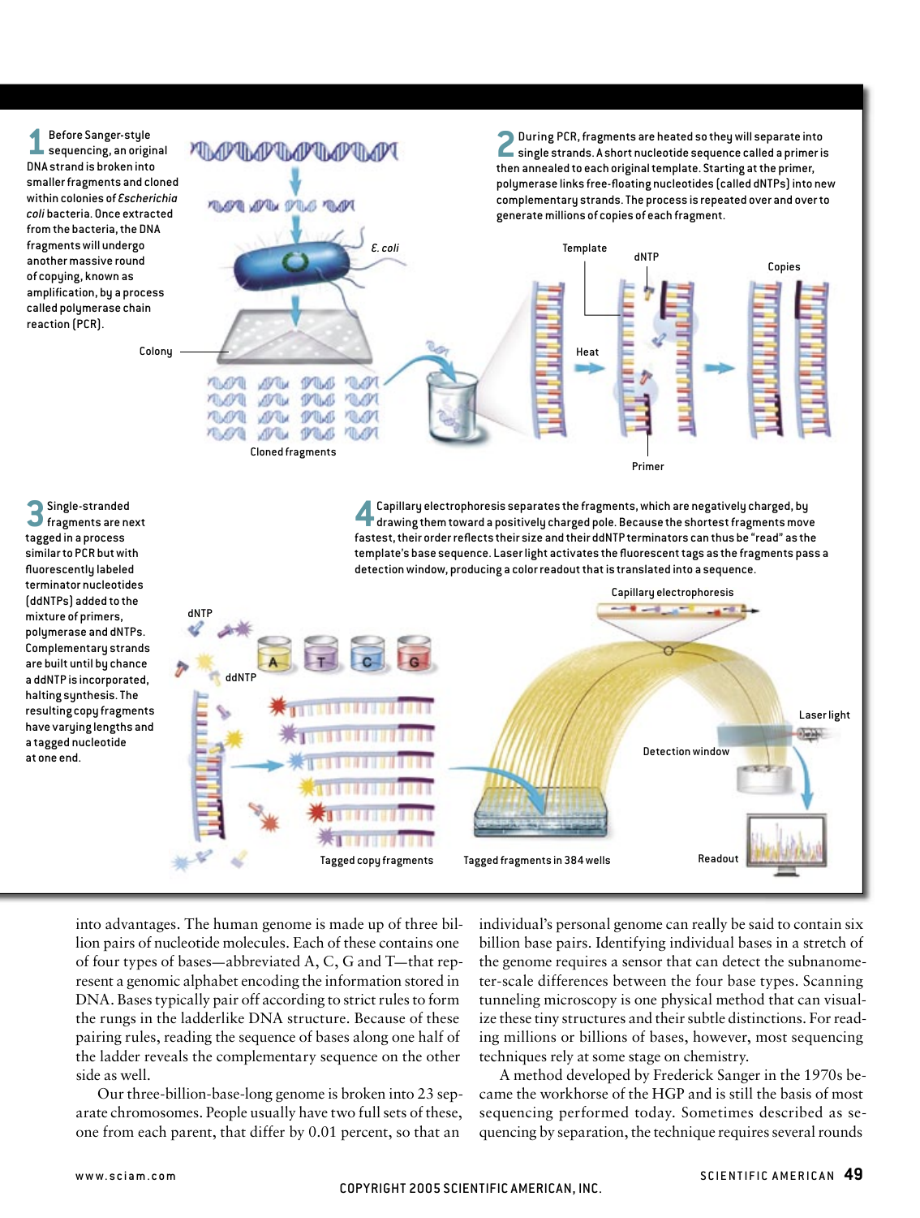**1** Before Sanger-style sequencing, an original DNA strand is broken into smaller fragments and cloned within colonies of *Escherichia coli* bacteria. Once extracted from the bacteria, the DNA fragments will undergo another massive round of copying, known as amplification, by a process called polymerase chain reaction (PCR).

Colony

*E. coli*

Cloned fragments

**2** During PCR, fragments are heated so they will separate into single strands. A short nucleotide sequence called a primer is then annealed to each original template. Starting at the primer, polymerase links free-floating nucleotides (called dNTPs) into new complementary strands. The process is repeated over and over to generate millions of copies of each fragment.

Template

dNTP

Copies

Heat

Primer

**3** Single-stranded fragments are next tagged in a process similar to PCR but with fluorescently labeled terminator nucleotides (ddNTPs) added to the mixture of primers, polymerase and dNTPs. Complementary strands are built until by chance a ddNTP is incorporated, halting synthesis. The resulting copy fragments have varying lengths and a tagged nucleotide at one end.

dNTP

ddNTP

A T C G

Tagged copy fragments

**4** Capillary electrophoresis separates the fragments, which are negatively charged, by drawing them toward a positively charged pole. Because the shortest fragments move fastest, their order reflects their size and their ddNTP terminators can thus be "read" as the template's base sequence. Laser light activates the fluorescent tags as the fragments pass a detection window, producing a color readout that is translated into a sequence.

Capillary electrophoresis

Laser light

Detection window

Tagged fragments in 384 wells

Readout

into advantages. The human genome is made up of three billion pairs of nucleotide molecules. Each of these contains one of four types of bases—abbreviated A, C, G and T—that represent a genomic alphabet encoding the information stored in DNA. Bases typically pair off according to strict rules to form the rungs in the ladderlike DNA structure. Because of these pairing rules, reading the sequence of bases along one half of the ladder reveals the complementary sequence on the other side as well.

Our three-billion-base-long genome is broken into 23 separate chromosomes. People usually have two full sets of these, one from each parent, that differ by 0.01 percent, so that an individual's personal genome can really be said to contain six billion base pairs. Identifying individual bases in a stretch of the genome requires a sensor that can detect the subnanometer-scale differences between the four base types. Scanning tunneling microscopy is one physical method that can visualize these tiny structures and their subtle distinctions. For reading millions or billions of bases, however, most sequencing techniques rely at some stage on chemistry.

A method developed by Frederick Sanger in the 1970s became the workhorse of the HGP and is still the basis of most sequencing performed today. Sometimes described as sequencing by separation, the technique requires several rounds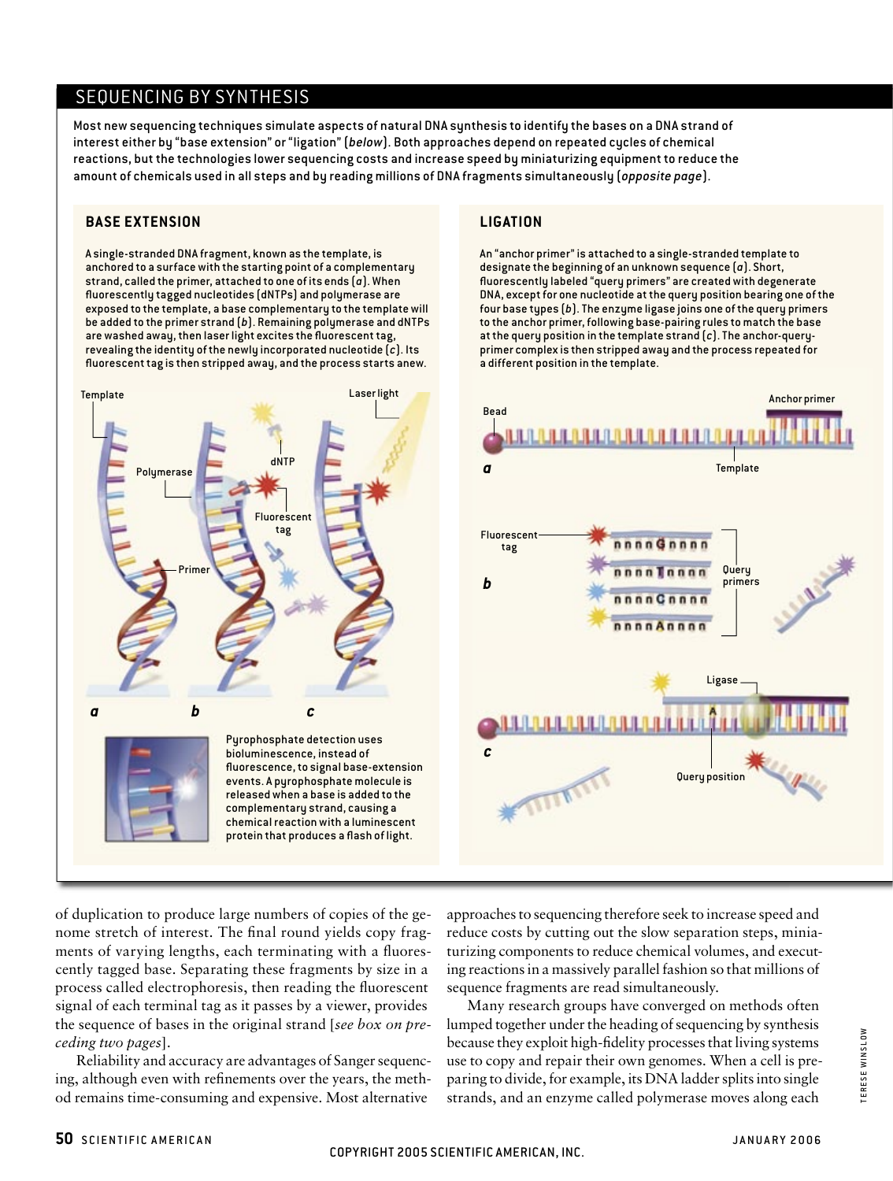## SEQUENCING BY SYNTHESIS

Most new sequencing techniques simulate aspects of natural DNA synthesis to identify the bases on a DNA strand of interest either by "base extension" or "ligation" (*below*). Both approaches depend on repeated cycles of chemical reactions, but the technologies lower sequencing costs and increase speed by miniaturizing equipment to reduce the amount of chemicals used in all steps and by reading millions of DNA fragments simultaneously (*opposite page*).

### BASE EXTENSION

A single-stranded DNA fragment, known as the template, is anchored to a surface with the starting point of a complementary strand, called the primer, attached to one of its ends (*a*). When fluorescently tagged nucleotides (dNTPs) and polymerase are exposed to the template, a base complementary to the template will be added to the primer strand (*b*). Remaining polymerase and dNTPs are washed away, then laser light excites the fluorescent tag, revealing the identity of the newly incorporated nucleotide (*c*). Its fluorescent tag is then stripped away, and the process starts anew.

Template — Polymerase — Primer — dNTP — Fluorescent tag — Laser light

*a* *b* *c*

Pyrophosphate detection uses bioluminescence, instead of fluorescence, to signal base-extension events. A pyrophosphate molecule is released when a base is added to the complementary strand, causing a chemical reaction with a luminescent protein that produces a flash of light.

### LIGATION

An "anchor primer" is attached to a single-stranded template to designate the beginning of an unknown sequence (*a*). Short, fluorescently labeled "query primers" are created with degenerate DNA, except for one nucleotide at the query position bearing one of the four base types (*b*). The enzyme ligase joins one of the query primers to the anchor primer, following base-pairing rules to match the base at the query position in the template strand (*c*). The anchor-query-primer complex is then stripped away and the process repeated for a different position in the template.

Bead — Anchor primer — Template (*a*)

Fluorescent tag — Query primers: nnnnGnnnn, nnnnTnnnn, nnnnCnnnn, nnnnAnnnn (*b*)

Ligase — Query position (*c*)

of duplication to produce large numbers of copies of the genome stretch of interest. The final round yields copy fragments of varying lengths, each terminating with a fluorescently tagged base. Separating these fragments by size in a process called electrophoresis, then reading the fluorescent signal of each terminal tag as it passes by a viewer, provides the sequence of bases in the original strand [*see box on preceding two pages*].

Reliability and accuracy are advantages of Sanger sequencing, although even with refinements over the years, the method remains time-consuming and expensive. Most alternative approaches to sequencing therefore seek to increase speed and reduce costs by cutting out the slow separation steps, miniaturizing components to reduce chemical volumes, and executing reactions in a massively parallel fashion so that millions of sequence fragments are read simultaneously.

Many research groups have converged on methods often lumped together under the heading of sequencing by synthesis because they exploit high-fidelity processes that living systems use to copy and repair their own genomes. When a cell is preparing to divide, for example, its DNA ladder splits into single strands, and an enzyme called polymerase moves along each

TERESE WINSLOW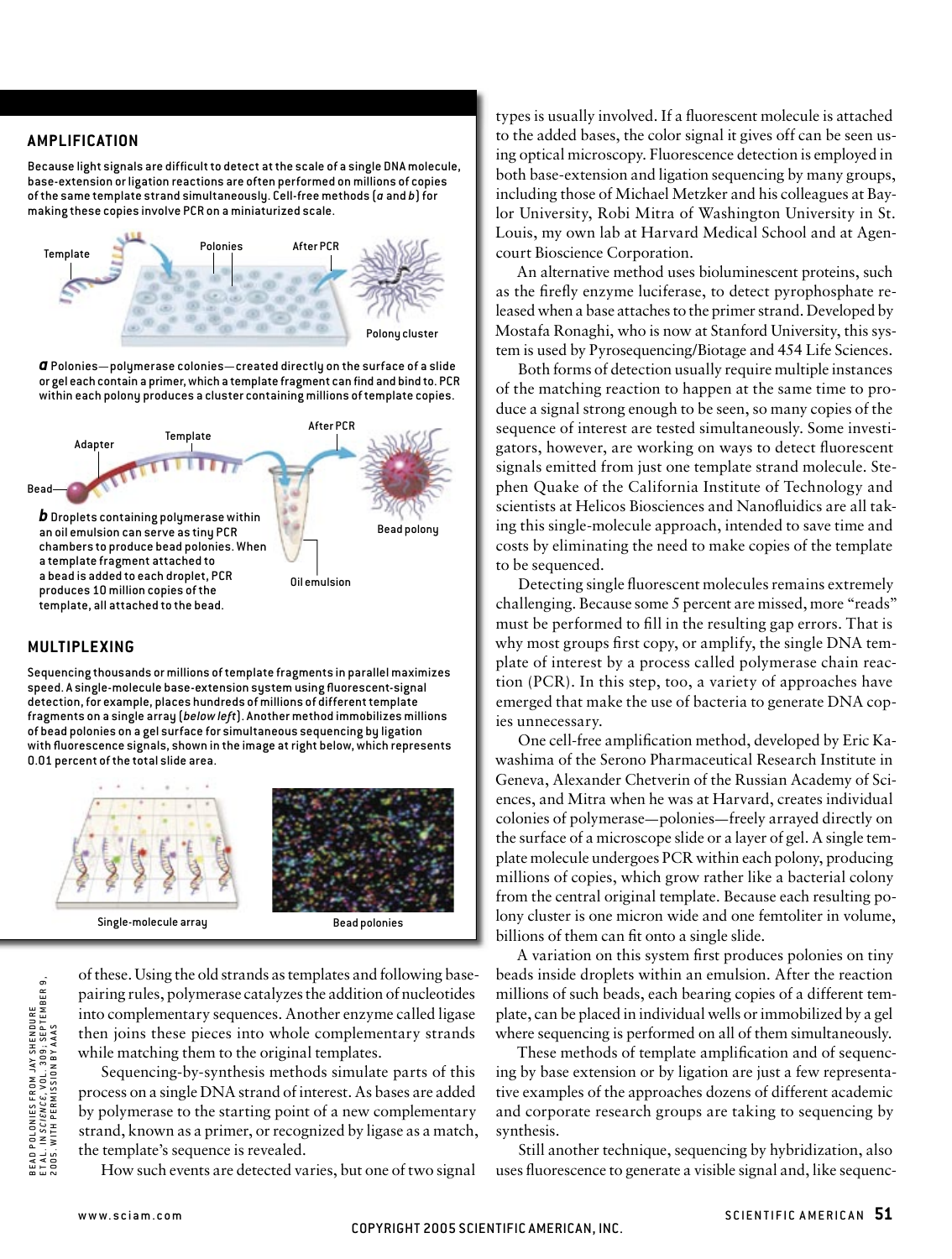## AMPLIFICATION

Because light signals are difficult to detect at the scale of a single DNA molecule, base-extension or ligation reactions are often performed on millions of copies of the same template strand simultaneously. Cell-free methods (*a* and *b*) for making these copies involve PCR on a miniaturized scale.

Template

Polonies

After PCR

Polony cluster

***a*** Polonies—polymerase colonies—created directly on the surface of a slide or gel each contain a primer, which a template fragment can find and bind to. PCR within each polony produces a cluster containing millions of template copies.

Adapter

Template

After PCR

Bead

Bead polony

Oil emulsion

***b*** Droplets containing polymerase within an oil emulsion can serve as tiny PCR chambers to produce bead polonies. When a template fragment attached to a bead is added to each droplet, PCR produces 10 million copies of the template, all attached to the bead.

## MULTIPLEXING

Sequencing thousands or millions of template fragments in parallel maximizes speed. A single-molecule base-extension system using fluorescent-signal detection, for example, places hundreds of millions of different template fragments on a single array (*below left*). Another method immobilizes millions of bead polonies on a gel surface for simultaneous sequencing by ligation with fluorescence signals, shown in the image at right below, which represents 0.01 percent of the total slide area.

Single-molecule array

Bead polonies

BEAD POLONIES FROM JAY SHENDURE ET AL. IN *SCIENCE*, VOL. 309; SEPTEMBER 9, 2005. WITH PERMISSION BY AAAS

of these. Using the old strands as templates and following base-pairing rules, polymerase catalyzes the addition of nucleotides into complementary sequences. Another enzyme called ligase then joins these pieces into whole complementary strands while matching them to the original templates.

Sequencing-by-synthesis methods simulate parts of this process on a single DNA strand of interest. As bases are added by polymerase to the starting point of a new complementary strand, known as a primer, or recognized by ligase as a match, the template's sequence is revealed.

How such events are detected varies, but one of two signal types is usually involved. If a fluorescent molecule is attached to the added bases, the color signal it gives off can be seen using optical microscopy. Fluorescence detection is employed in both base-extension and ligation sequencing by many groups, including those of Michael Metzker and his colleagues at Baylor University, Robi Mitra of Washington University in St. Louis, my own lab at Harvard Medical School and at Agencourt Bioscience Corporation.

An alternative method uses bioluminescent proteins, such as the firefly enzyme luciferase, to detect pyrophosphate released when a base attaches to the primer strand. Developed by Mostafa Ronaghi, who is now at Stanford University, this system is used by Pyrosequencing/Biotage and 454 Life Sciences.

Both forms of detection usually require multiple instances of the matching reaction to happen at the same time to produce a signal strong enough to be seen, so many copies of the sequence of interest are tested simultaneously. Some investigators, however, are working on ways to detect fluorescent signals emitted from just one template strand molecule. Stephen Quake of the California Institute of Technology and scientists at Helicos Biosciences and Nanofluidics are all taking this single-molecule approach, intended to save time and costs by eliminating the need to make copies of the template to be sequenced.

Detecting single fluorescent molecules remains extremely challenging. Because some 5 percent are missed, more "reads" must be performed to fill in the resulting gap errors. That is why most groups first copy, or amplify, the single DNA template of interest by a process called polymerase chain reaction (PCR). In this step, too, a variety of approaches have emerged that make the use of bacteria to generate DNA copies unnecessary.

One cell-free amplification method, developed by Eric Kawashima of the Serono Pharmaceutical Research Institute in Geneva, Alexander Chetverin of the Russian Academy of Sciences, and Mitra when he was at Harvard, creates individual colonies of polymerase—polonies—freely arrayed directly on the surface of a microscope slide or a layer of gel. A single template molecule undergoes PCR within each polony, producing millions of copies, which grow rather like a bacterial colony from the central original template. Because each resulting polony cluster is one micron wide and one femtoliter in volume, billions of them can fit onto a single slide.

A variation on this system first produces polonies on tiny beads inside droplets within an emulsion. After the reaction millions of such beads, each bearing copies of a different template, can be placed in individual wells or immobilized by a gel where sequencing is performed on all of them simultaneously.

These methods of template amplification and of sequencing by base extension or by ligation are just a few representative examples of the approaches dozens of different academic and corporate research groups are taking to sequencing by synthesis.

Still another technique, sequencing by hybridization, also uses fluorescence to generate a visible signal and, like sequenc-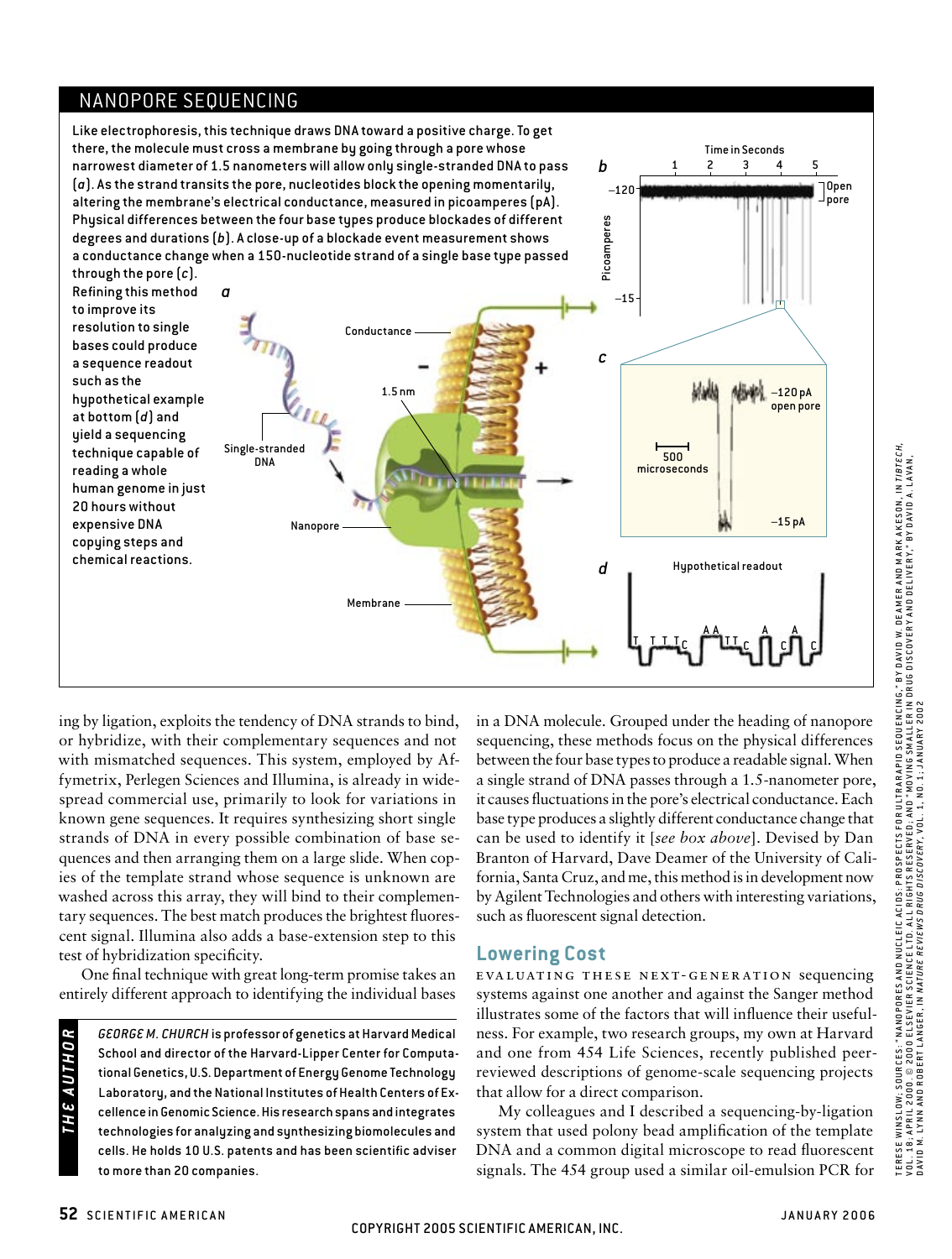## NANOPORE SEQUENCING

Like electrophoresis, this technique draws DNA toward a positive charge. To get there, the molecule must cross a membrane by going through a pore whose narrowest diameter of 1.5 nanometers will allow only single-stranded DNA to pass (*a*). As the strand transits the pore, nucleotides block the opening momentarily, altering the membrane's electrical conductance, measured in picoamperes (pA). Physical differences between the four base types produce blockades of different degrees and durations (*b*). A close-up of a blockade event measurement shows a conductance change when a 150-nucleotide strand of a single base type passed through the pore (*c*). Refining this method to improve its resolution to single bases could produce a sequence readout such as the hypothetical example at bottom (*d*) and yield a sequencing technique capable of reading a whole human genome in just 20 hours without expensive DNA copying steps and chemical reactions.

a

Conductance

1.5 nm

Single-stranded DNA

Nanopore

Membrane

b

Time in Seconds

1 2 3 4 5

–120

Open pore

Picoamperes

–15

c

–120 pA open pore

500 microseconds

–15 pA

d

Hypothetical readout

T T T T C A A T T C A C A C

ing by ligation, exploits the tendency of DNA strands to bind, or hybridize, with their complementary sequences and not with mismatched sequences. This system, employed by Affymetrix, Perlegen Sciences and Illumina, is already in widespread commercial use, primarily to look for variations in known gene sequences. It requires synthesizing short single strands of DNA in every possible combination of base sequences and then arranging them on a large slide. When copies of the template strand whose sequence is unknown are washed across this array, they will bind to their complementary sequences. The best match produces the brightest fluorescent signal. Illumina also adds a base-extension step to this test of hybridization specificity.

One final technique with great long-term promise takes an entirely different approach to identifying the individual bases in a DNA molecule. Grouped under the heading of nanopore sequencing, these methods focus on the physical differences between the four base types to produce a readable signal. When a single strand of DNA passes through a 1.5-nanometer pore, it causes fluctuations in the pore's electrical conductance. Each base type produces a slightly different conductance change that can be used to identify it [*see box above*]. Devised by Dan Branton of Harvard, Dave Deamer of the University of California, Santa Cruz, and me, this method is in development now by Agilent Technologies and others with interesting variations, such as fluorescent signal detection.

## Lowering Cost

EVALUATING THESE NEXT-GENERATION sequencing systems against one another and against the Sanger method illustrates some of the factors that will influence their usefulness. For example, two research groups, my own at Harvard and one from 454 Life Sciences, recently published peer-reviewed descriptions of genome-scale sequencing projects that allow for a direct comparison.

My colleagues and I described a sequencing-by-ligation system that used polony bead amplification of the template DNA and a common digital microscope to read fluorescent signals. The 454 group used a similar oil-emulsion PCR for

**THE AUTHOR**

*GEORGE M. CHURCH* is professor of genetics at Harvard Medical School and director of the Harvard-Lipper Center for Computational Genetics, U.S. Department of Energy Genome Technology Laboratory, and the National Institutes of Health Centers of Excellence in Genomic Science. His research spans and integrates technologies for analyzing and synthesizing biomolecules and cells. He holds 10 U.S. patents and has been scientific adviser to more than 20 companies.

TERESE WINSLOW; SOURCES: "NANOPORES AND NUCLEIC ACIDS: PROSPECTS FOR ULTRARAPID SEQUENCING," BY DAVID W. DEAMER AND MARK AKESON, IN *TIBTECH*, VOL. 18; APRIL 2000. © 2000 ELSEVIER SCIENCE LTD. ALL RIGHTS RESERVED; AND "MOVING SMALLER IN DRUG DISCOVERY AND DELIVERY," BY DAVID A. LAVAN, DAVID M. LYNN AND ROBERT LANGER, IN *NATURE REVIEWS DRUG DISCOVERY*, VOL. 1, NO. 1; JANUARY 2002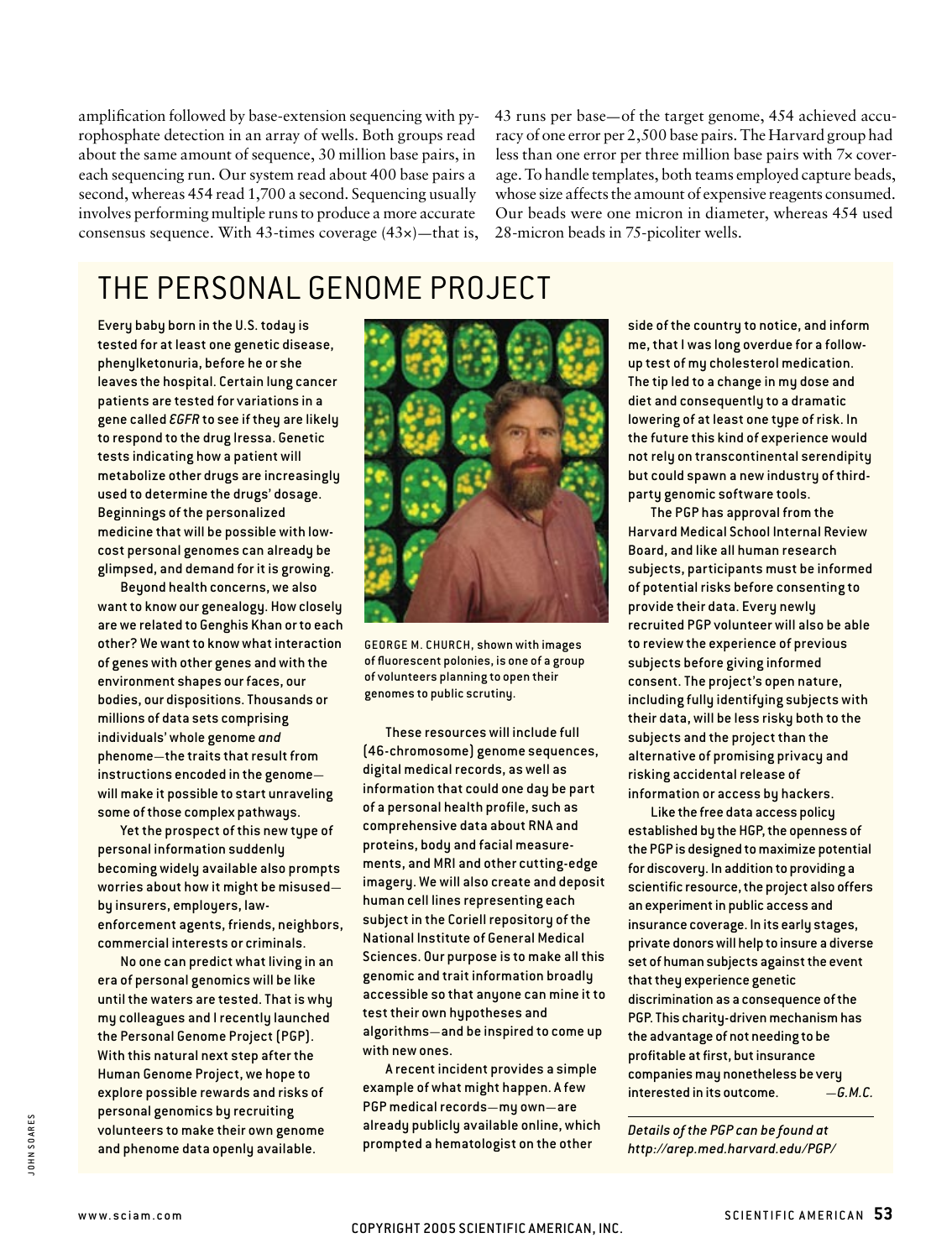amplification followed by base-extension sequencing with pyrophosphate detection in an array of wells. Both groups read about the same amount of sequence, 30 million base pairs, in each sequencing run. Our system read about 400 base pairs a second, whereas 454 read 1,700 a second. Sequencing usually involves performing multiple runs to produce a more accurate consensus sequence. With 43-times coverage (43×)—that is, 43 runs per base—of the target genome, 454 achieved accuracy of one error per 2,500 base pairs. The Harvard group had less than one error per three million base pairs with 7× coverage. To handle templates, both teams employed capture beads, whose size affects the amount of expensive reagents consumed. Our beads were one micron in diameter, whereas 454 used 28-micron beads in 75-picoliter wells.

## THE PERSONAL GENOME PROJECT

Every baby born in the U.S. today is tested for at least one genetic disease, phenylketonuria, before he or she leaves the hospital. Certain lung cancer patients are tested for variations in a gene called *EGFR* to see if they are likely to respond to the drug Iressa. Genetic tests indicating how a patient will metabolize other drugs are increasingly used to determine the drugs' dosage. Beginnings of the personalized medicine that will be possible with low-cost personal genomes can already be glimpsed, and demand for it is growing.

Beyond health concerns, we also want to know our genealogy. How closely are we related to Genghis Khan or to each other? We want to know what interaction of genes with other genes and with the environment shapes our faces, our bodies, our dispositions. Thousands or millions of data sets comprising individuals' whole genome *and* phenome—the traits that result from instructions encoded in the genome—will make it possible to start unraveling some of those complex pathways.

Yet the prospect of this new type of personal information suddenly becoming widely available also prompts worries about how it might be misused—by insurers, employers, law-enforcement agents, friends, neighbors, commercial interests or criminals.

No one can predict what living in an era of personal genomics will be like until the waters are tested. That is why my colleagues and I recently launched the Personal Genome Project (PGP). With this natural next step after the Human Genome Project, we hope to explore possible rewards and risks of personal genomics by recruiting volunteers to make their own genome and phenome data openly available.

GEORGE M. CHURCH, shown with images of fluorescent polonies, is one of a group of volunteers planning to open their genomes to public scrutiny.

These resources will include full (46-chromosome) genome sequences, digital medical records, as well as information that could one day be part of a personal health profile, such as comprehensive data about RNA and proteins, body and facial measurements, and MRI and other cutting-edge imagery. We will also create and deposit human cell lines representing each subject in the Coriell repository of the National Institute of General Medical Sciences. Our purpose is to make all this genomic and trait information broadly accessible so that anyone can mine it to test their own hypotheses and algorithms—and be inspired to come up with new ones.

A recent incident provides a simple example of what might happen. A few PGP medical records—my own—are already publicly available online, which prompted a hematologist on the other side of the country to notice, and inform me, that I was long overdue for a follow-up test of my cholesterol medication. The tip led to a change in my dose and diet and consequently to a dramatic lowering of at least one type of risk. In the future this kind of experience would not rely on transcontinental serendipity but could spawn a new industry of third-party genomic software tools.

The PGP has approval from the Harvard Medical School Internal Review Board, and like all human research subjects, participants must be informed of potential risks before consenting to provide their data. Every newly recruited PGP volunteer will also be able to review the experience of previous subjects before giving informed consent. The project's open nature, including fully identifying subjects with their data, will be less risky both to the subjects and the project than the alternative of promising privacy and risking accidental release of information or access by hackers.

Like the free data access policy established by the HGP, the openness of the PGP is designed to maximize potential for discovery. In addition to providing a scientific resource, the project also offers an experiment in public access and insurance coverage. In its early stages, private donors will help to insure a diverse set of human subjects against the event that they experience genetic discrimination as a consequence of the PGP. This charity-driven mechanism has the advantage of not needing to be profitable at first, but insurance companies may nonetheless be very interested in its outcome. *—G.M.C.*

*Details of the PGP can be found at http://arep.med.harvard.edu/PGP/*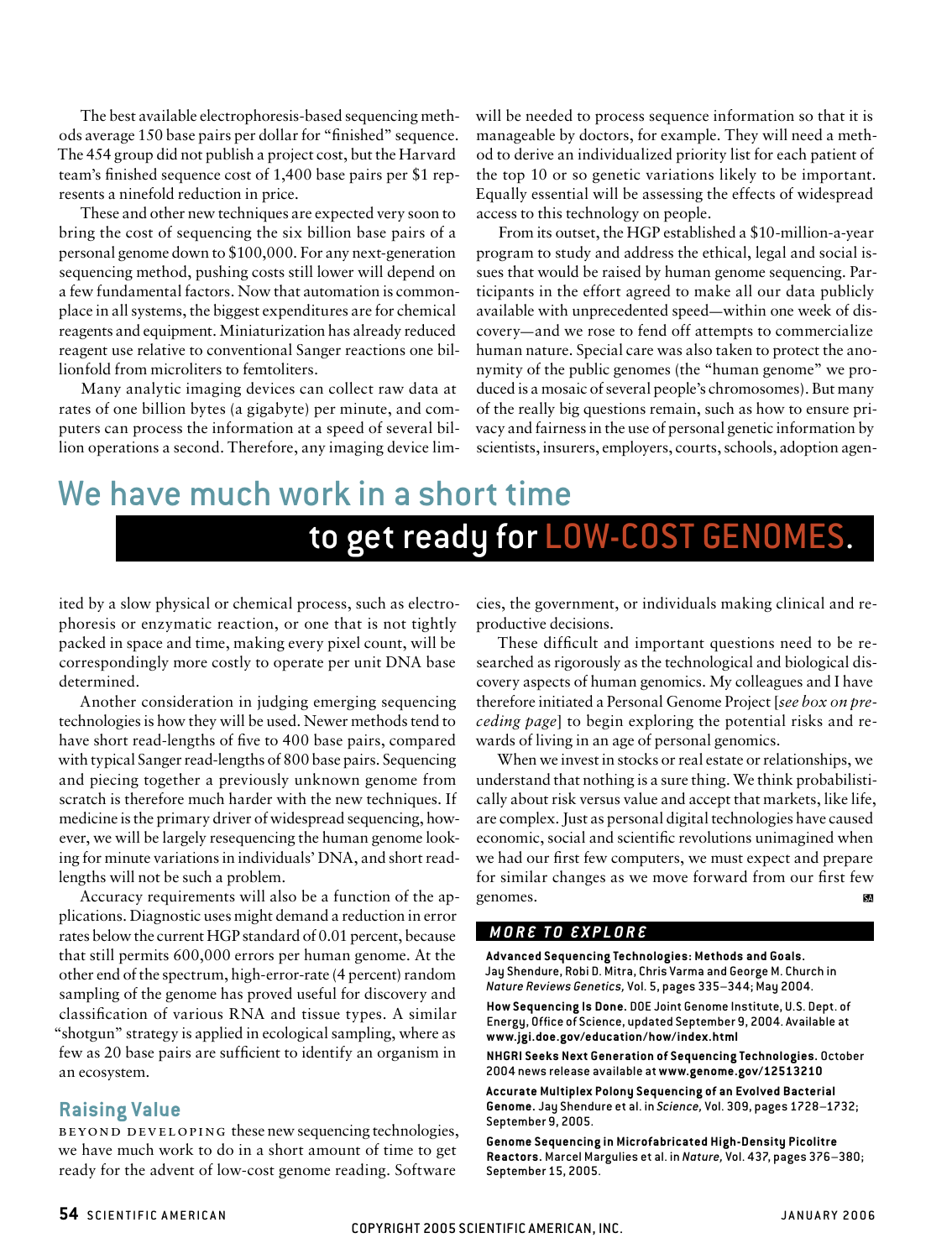The best available electrophoresis-based sequencing methods average 150 base pairs per dollar for "finished" sequence. The 454 group did not publish a project cost, but the Harvard team's finished sequence cost of 1,400 base pairs per $1 represents a ninefold reduction in price.

These and other new techniques are expected very soon to bring the cost of sequencing the six billion base pairs of a personal genome down to $100,000. For any next-generation sequencing method, pushing costs still lower will depend on a few fundamental factors. Now that automation is commonplace in all systems, the biggest expenditures are for chemical reagents and equipment. Miniaturization has already reduced reagent use relative to conventional Sanger reactions one billionfold from microliters to femtoliters.

Many analytic imaging devices can collect raw data at rates of one billion bytes (a gigabyte) per minute, and computers can process the information at a speed of several billion operations a second. Therefore, any imaging device limited by a slow physical or chemical process, such as electrophoresis or enzymatic reaction, or one that is not tightly packed in space and time, making every pixel count, will be correspondingly more costly to operate per unit DNA base determined.

Another consideration in judging emerging sequencing technologies is how they will be used. Newer methods tend to have short read-lengths of five to 400 base pairs, compared with typical Sanger read-lengths of 800 base pairs. Sequencing and piecing together a previously unknown genome from scratch is therefore much harder with the new techniques. If medicine is the primary driver of widespread sequencing, however, we will be largely resequencing the human genome looking for minute variations in individuals' DNA, and short read-lengths will not be such a problem.

Accuracy requirements will also be a function of the applications. Diagnostic uses might demand a reduction in error rates below the current HGP standard of 0.01 percent, because that still permits 600,000 errors per human genome. At the other end of the spectrum, high-error-rate (4 percent) random sampling of the genome has proved useful for discovery and classification of various RNA and tissue types. A similar "shotgun" strategy is applied in ecological sampling, where as few as 20 base pairs are sufficient to identify an organism in an ecosystem.

## Raising Value

Beyond developing these new sequencing technologies, we have much work to do in a short amount of time to get ready for the advent of low-cost genome reading. Software will be needed to process sequence information so that it is manageable by doctors, for example. They will need a method to derive an individualized priority list for each patient of the top 10 or so genetic variations likely to be important. Equally essential will be assessing the effects of widespread access to this technology on people.

From its outset, the HGP established a $10-million-a-year program to study and address the ethical, legal and social issues that would be raised by human genome sequencing. Participants in the effort agreed to make all our data publicly available with unprecedented speed—within one week of discovery—and we rose to fend off attempts to commercialize human nature. Special care was also taken to protect the anonymity of the public genomes (the "human genome" we produced is a mosaic of several people's chromosomes). But many of the really big questions remain, such as how to ensure privacy and fairness in the use of personal genetic information by scientists, insurers, employers, courts, schools, adoption agencies, the government, or individuals making clinical and reproductive decisions.

> We have much work in a short time to get ready for LOW-COST GENOMES.

These difficult and important questions need to be researched as rigorously as the technological and biological discovery aspects of human genomics. My colleagues and I have therefore initiated a Personal Genome Project [*see box on preceding page*] to begin exploring the potential risks and rewards of living in an age of personal genomics.

When we invest in stocks or real estate or relationships, we understand that nothing is a sure thing. We think probabilistically about risk versus value and accept that markets, like life, are complex. Just as personal digital technologies have caused economic, social and scientific revolutions unimagined when we had our first few computers, we must expect and prepare for similar changes as we move forward from our first few genomes.

### MORE TO EXPLORE

**Advanced Sequencing Technologies: Methods and Goals.** Jay Shendure, Robi D. Mitra, Chris Varma and George M. Church in *Nature Reviews Genetics,* Vol. 5, pages 335–344; May 2004.

**How Sequencing Is Done.** DOE Joint Genome Institute, U.S. Dept. of Energy, Office of Science, updated September 9, 2004. Available at **www.jgi.doe.gov/education/how/index.html**

**NHGRI Seeks Next Generation of Sequencing Technologies.** October 2004 news release available at **www.genome.gov/12513210**

**Accurate Multiplex Polony Sequencing of an Evolved Bacterial Genome.** Jay Shendure et al. in *Science,* Vol. 309, pages 1728–1732; September 9, 2005.

**Genome Sequencing in Microfabricated High-Density Picolitre Reactors.** Marcel Margulies et al. in *Nature,* Vol. 437, pages 376–380; September 15, 2005.